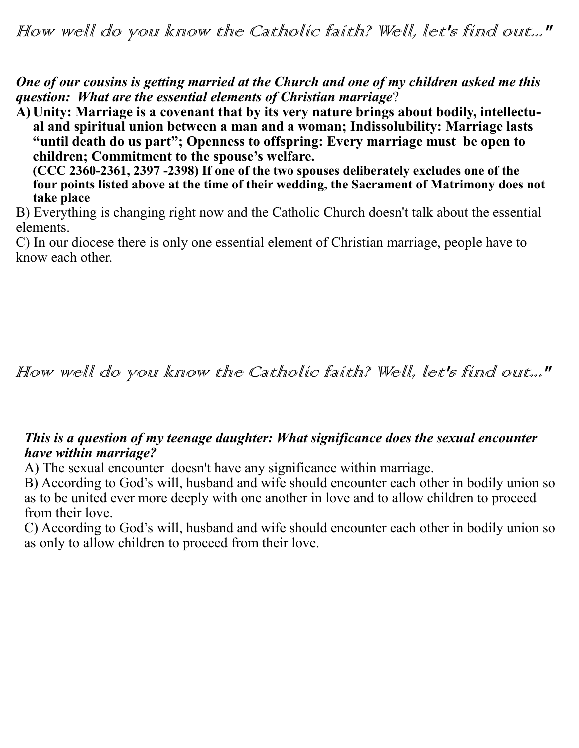*How well do you know the Catholic faith? Well, let's find out..."*

***One of our cousins is getting married at the Church and one of my children asked me this question: What are the essential elements of Christian marriage*?**

**A) Unity: Marriage is a covenant that by its very nature brings about bodily, intellectual and spiritual union between a man and a woman; Indissolubility: Marriage lasts "until death do us part"; Openness to offspring: Every marriage must be open to children; Commitment to the spouse's welfare.**
**(CCC 2360-2361, 2397 -2398) If one of the two spouses deliberately excludes one of the four points listed above at the time of their wedding, the Sacrament of Matrimony does not take place**

B) Everything is changing right now and the Catholic Church doesn't talk about the essential elements.

C) In our diocese there is only one essential element of Christian marriage, people have to know each other.

*How well do you know the Catholic faith? Well, let's find out..."*

***This is a question of my teenage daughter: What significance does the sexual encounter have within marriage?***

A) The sexual encounter doesn't have any significance within marriage.

B) According to God's will, husband and wife should encounter each other in bodily union so as to be united ever more deeply with one another in love and to allow children to proceed from their love.

C) According to God's will, husband and wife should encounter each other in bodily union so as only to allow children to proceed from their love.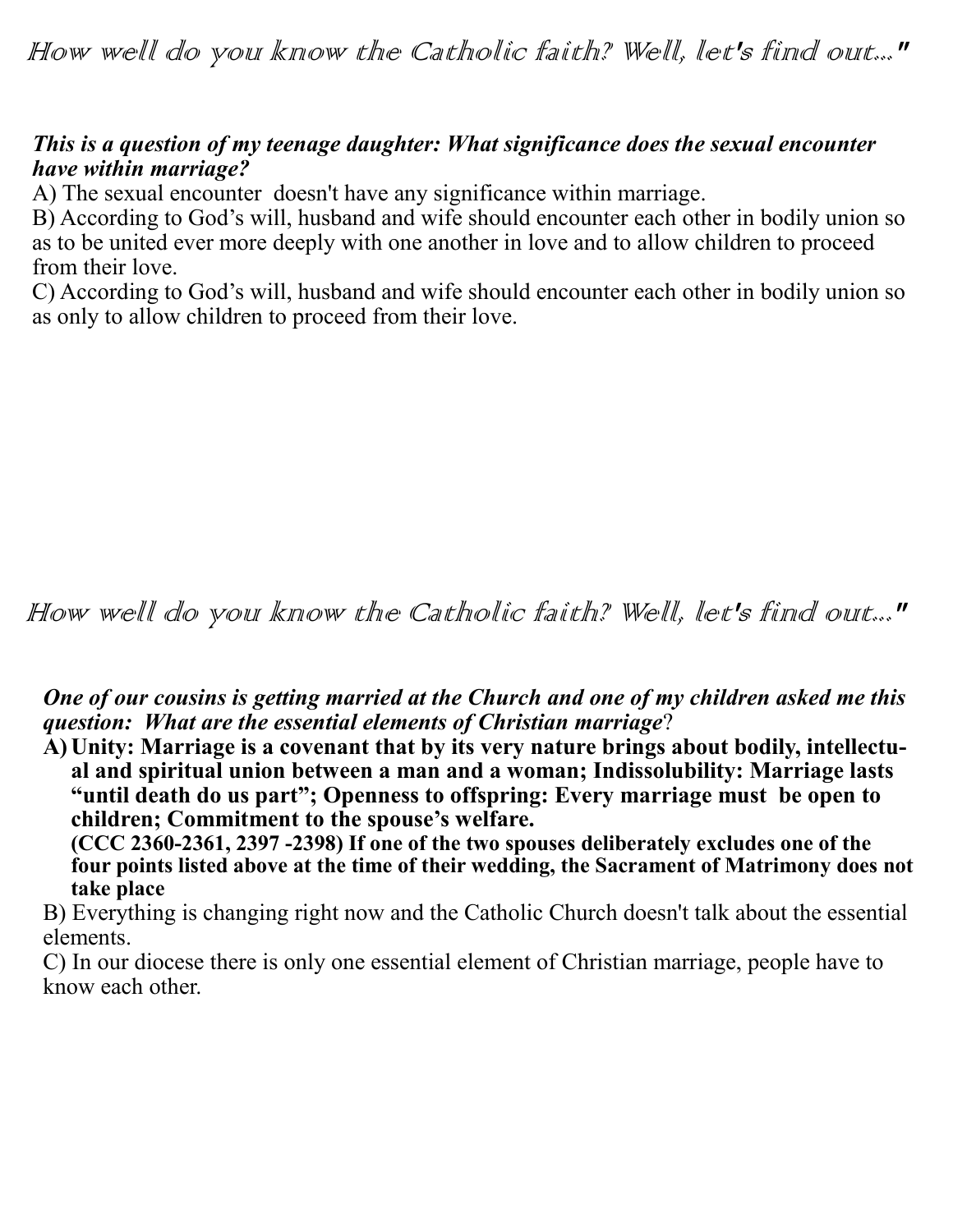# How well do you know the Catholic faith? Well, let's find out..."

***This is a question of my teenage daughter: What significance does the sexual encounter have within marriage?***

A) The sexual encounter doesn't have any significance within marriage.

B) According to God's will, husband and wife should encounter each other in bodily union so as to be united ever more deeply with one another in love and to allow children to proceed from their love.

C) According to God's will, husband and wife should encounter each other in bodily union so as only to allow children to proceed from their love.

# How well do you know the Catholic faith? Well, let's find out..."

***One of our cousins is getting married at the Church and one of my children asked me this question: What are the essential elements of Christian marriage*?**

**A) Unity: Marriage is a covenant that by its very nature brings about bodily, intellectual and spiritual union between a man and a woman; Indissolubility: Marriage lasts "until death do us part"; Openness to offspring: Every marriage must be open to children; Commitment to the spouse's welfare.**
**(CCC 2360-2361, 2397 -2398) If one of the two spouses deliberately excludes one of the four points listed above at the time of their wedding, the Sacrament of Matrimony does not take place**

B) Everything is changing right now and the Catholic Church doesn't talk about the essential elements.

C) In our diocese there is only one essential element of Christian marriage, people have to know each other.